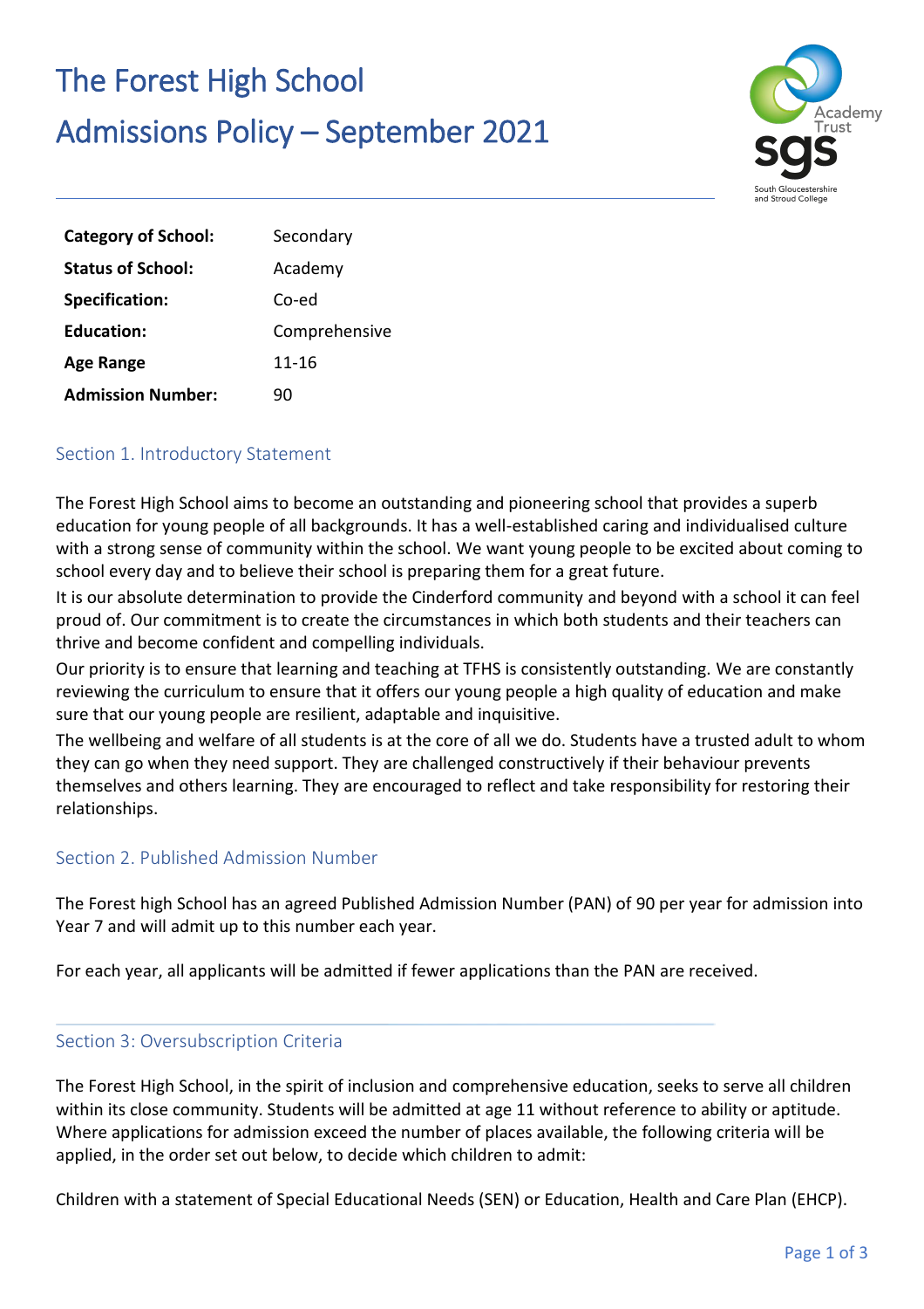# The Forest High School

# Admissions Policy – September 2021

| | |
|---|---|
| **Category of School:** | Secondary |
| **Status of School:** | Academy |
| **Specification:** | Co-ed |
| **Education:** | Comprehensive |
| **Age Range** | 11-16 |
| **Admission Number:** | 90 |

## Section 1. Introductory Statement

The Forest High School aims to become an outstanding and pioneering school that provides a superb education for young people of all backgrounds. It has a well-established caring and individualised culture with a strong sense of community within the school. We want young people to be excited about coming to school every day and to believe their school is preparing them for a great future.

It is our absolute determination to provide the Cinderford community and beyond with a school it can feel proud of. Our commitment is to create the circumstances in which both students and their teachers can thrive and become confident and compelling individuals.

Our priority is to ensure that learning and teaching at TFHS is consistently outstanding. We are constantly reviewing the curriculum to ensure that it offers our young people a high quality of education and make sure that our young people are resilient, adaptable and inquisitive.

The wellbeing and welfare of all students is at the core of all we do. Students have a trusted adult to whom they can go when they need support. They are challenged constructively if their behaviour prevents themselves and others learning. They are encouraged to reflect and take responsibility for restoring their relationships.

## Section 2. Published Admission Number

The Forest high School has an agreed Published Admission Number (PAN) of 90 per year for admission into Year 7 and will admit up to this number each year.

For each year, all applicants will be admitted if fewer applications than the PAN are received.

## Section 3: Oversubscription Criteria

The Forest High School, in the spirit of inclusion and comprehensive education, seeks to serve all children within its close community. Students will be admitted at age 11 without reference to ability or aptitude. Where applications for admission exceed the number of places available, the following criteria will be applied, in the order set out below, to decide which children to admit:

Children with a statement of Special Educational Needs (SEN) or Education, Health and Care Plan (EHCP).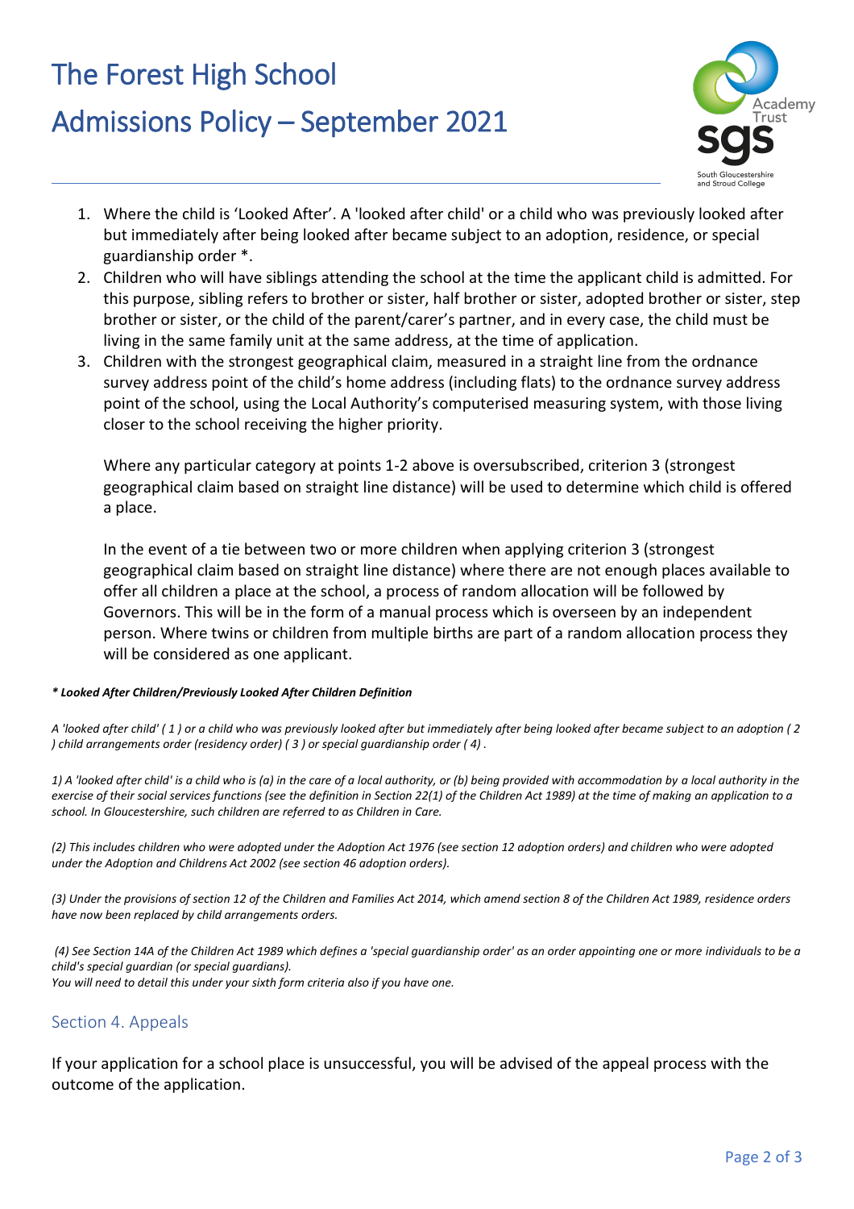1. Where the child is 'Looked After'. A 'looked after child' or a child who was previously looked after but immediately after being looked after became subject to an adoption, residence, or special guardianship order *.
2. Children who will have siblings attending the school at the time the applicant child is admitted. For this purpose, sibling refers to brother or sister, half brother or sister, adopted brother or sister, step brother or sister, or the child of the parent/carer's partner, and in every case, the child must be living in the same family unit at the same address, at the time of application.
3. Children with the strongest geographical claim, measured in a straight line from the ordnance survey address point of the child's home address (including flats) to the ordnance survey address point of the school, using the Local Authority's computerised measuring system, with those living closer to the school receiving the higher priority.

   Where any particular category at points 1-2 above is oversubscribed, criterion 3 (strongest geographical claim based on straight line distance) will be used to determine which child is offered a place.

   In the event of a tie between two or more children when applying criterion 3 (strongest geographical claim based on straight line distance) where there are not enough places available to offer all children a place at the school, a process of random allocation will be followed by Governors. This will be in the form of a manual process which is overseen by an independent person. Where twins or children from multiple births are part of a random allocation process they will be considered as one applicant.

***\* Looked After Children/Previously Looked After Children Definition***

*A 'looked after child' ( 1 ) or a child who was previously looked after but immediately after being looked after became subject to an adoption ( 2 ) child arrangements order (residency order) ( 3 ) or special guardianship order ( 4) .*

*1) A 'looked after child' is a child who is (a) in the care of a local authority, or (b) being provided with accommodation by a local authority in the exercise of their social services functions (see the definition in Section 22(1) of the Children Act 1989) at the time of making an application to a school. In Gloucestershire, such children are referred to as Children in Care.*

*(2) This includes children who were adopted under the Adoption Act 1976 (see section 12 adoption orders) and children who were adopted under the Adoption and Childrens Act 2002 (see section 46 adoption orders).*

*(3) Under the provisions of section 12 of the Children and Families Act 2014, which amend section 8 of the Children Act 1989, residence orders have now been replaced by child arrangements orders.*

*(4) See Section 14A of the Children Act 1989 which defines a 'special guardianship order' as an order appointing one or more individuals to be a child's special guardian (or special guardians).*
*You will need to detail this under your sixth form criteria also if you have one.*

## Section 4. Appeals

If your application for a school place is unsuccessful, you will be advised of the appeal process with the outcome of the application.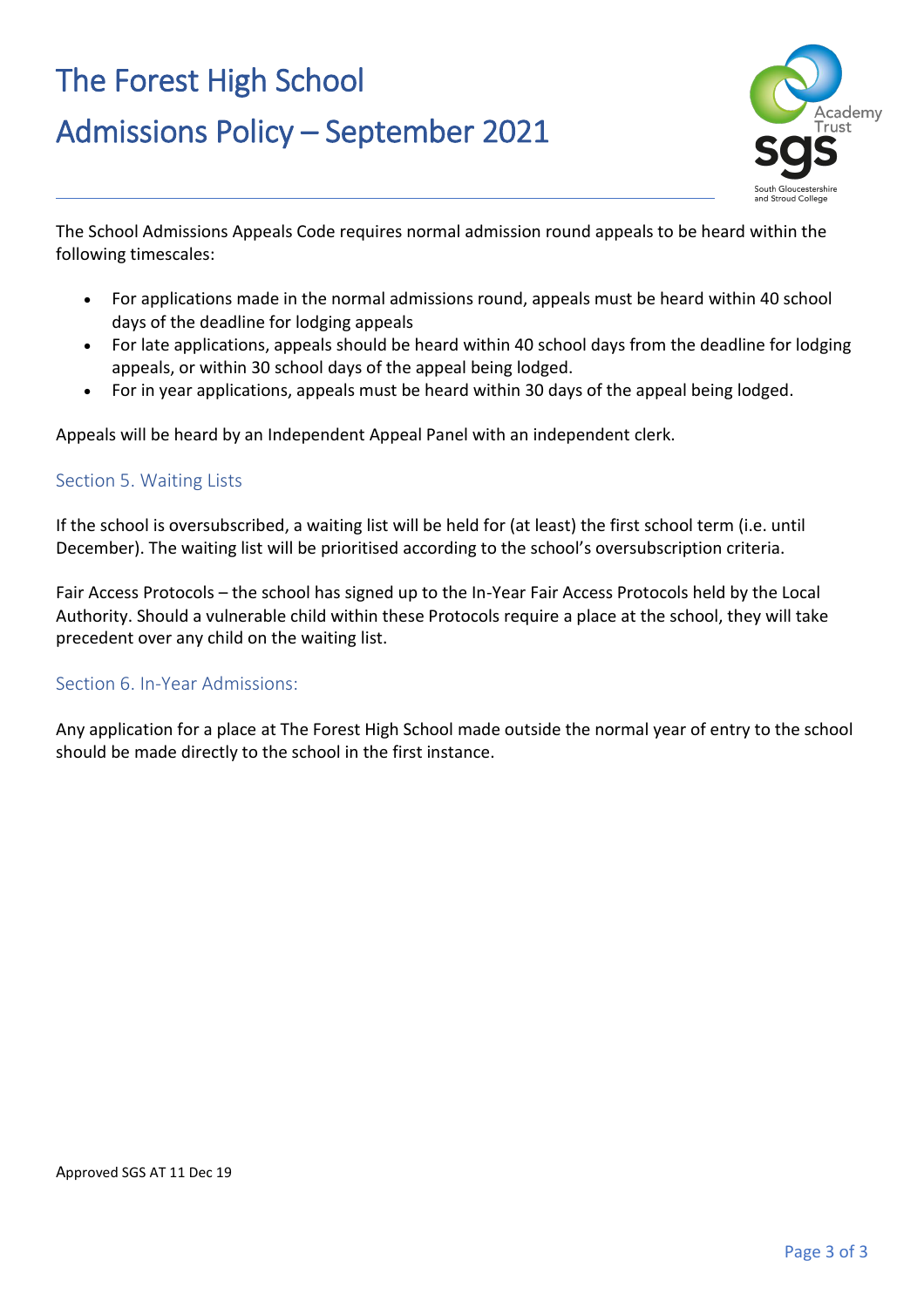The School Admissions Appeals Code requires normal admission round appeals to be heard within the following timescales:

- For applications made in the normal admissions round, appeals must be heard within 40 school days of the deadline for lodging appeals
- For late applications, appeals should be heard within 40 school days from the deadline for lodging appeals, or within 30 school days of the appeal being lodged.
- For in year applications, appeals must be heard within 30 days of the appeal being lodged.

Appeals will be heard by an Independent Appeal Panel with an independent clerk.

## Section 5. Waiting Lists

If the school is oversubscribed, a waiting list will be held for (at least) the first school term (i.e. until December). The waiting list will be prioritised according to the school's oversubscription criteria.

Fair Access Protocols – the school has signed up to the In-Year Fair Access Protocols held by the Local Authority. Should a vulnerable child within these Protocols require a place at the school, they will take precedent over any child on the waiting list.

## Section 6. In-Year Admissions:

Any application for a place at The Forest High School made outside the normal year of entry to the school should be made directly to the school in the first instance.

Approved SGS AT 11 Dec 19